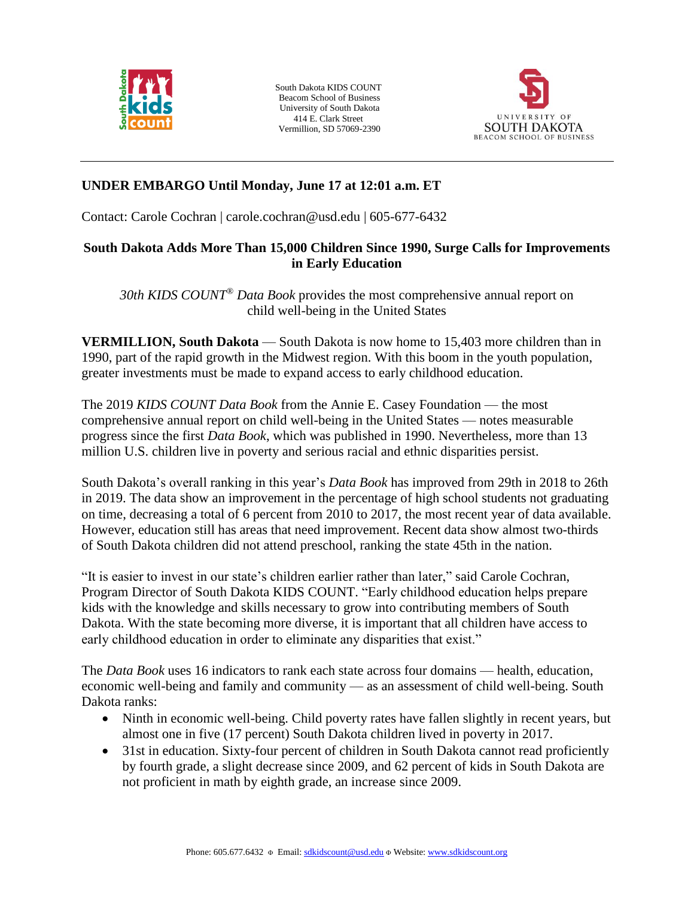South Dakota KIDS COUNT
Beacom School of Business
University of South Dakota
414 E. Clark Street
Vermillion, SD 57069-2390

**UNDER EMBARGO Until Monday, June 17 at 12:01 a.m. ET**

Contact: Carole Cochran | carole.cochran@usd.edu | 605-677-6432

## South Dakota Adds More Than 15,000 Children Since 1990, Surge Calls for Improvements in Early Education

*30th KIDS COUNT® Data Book* provides the most comprehensive annual report on child well-being in the United States

**VERMILLION, South Dakota** — South Dakota is now home to 15,403 more children than in 1990, part of the rapid growth in the Midwest region. With this boom in the youth population, greater investments must be made to expand access to early childhood education.

The 2019 *KIDS COUNT Data Book* from the Annie E. Casey Foundation — the most comprehensive annual report on child well-being in the United States — notes measurable progress since the first *Data Book*, which was published in 1990. Nevertheless, more than 13 million U.S. children live in poverty and serious racial and ethnic disparities persist.

South Dakota's overall ranking in this year's *Data Book* has improved from 29th in 2018 to 26th in 2019. The data show an improvement in the percentage of high school students not graduating on time, decreasing a total of 6 percent from 2010 to 2017, the most recent year of data available. However, education still has areas that need improvement. Recent data show almost two-thirds of South Dakota children did not attend preschool, ranking the state 45th in the nation.

"It is easier to invest in our state's children earlier rather than later," said Carole Cochran, Program Director of South Dakota KIDS COUNT. "Early childhood education helps prepare kids with the knowledge and skills necessary to grow into contributing members of South Dakota. With the state becoming more diverse, it is important that all children have access to early childhood education in order to eliminate any disparities that exist."

The *Data Book* uses 16 indicators to rank each state across four domains — health, education, economic well-being and family and community — as an assessment of child well-being. South Dakota ranks:

- Ninth in economic well-being. Child poverty rates have fallen slightly in recent years, but almost one in five (17 percent) South Dakota children lived in poverty in 2017.
- 31st in education. Sixty-four percent of children in South Dakota cannot read proficiently by fourth grade, a slight decrease since 2009, and 62 percent of kids in South Dakota are not proficient in math by eighth grade, an increase since 2009.

Phone: 605.677.6432 Email: sdkidscount@usd.edu Website: www.sdkidscount.org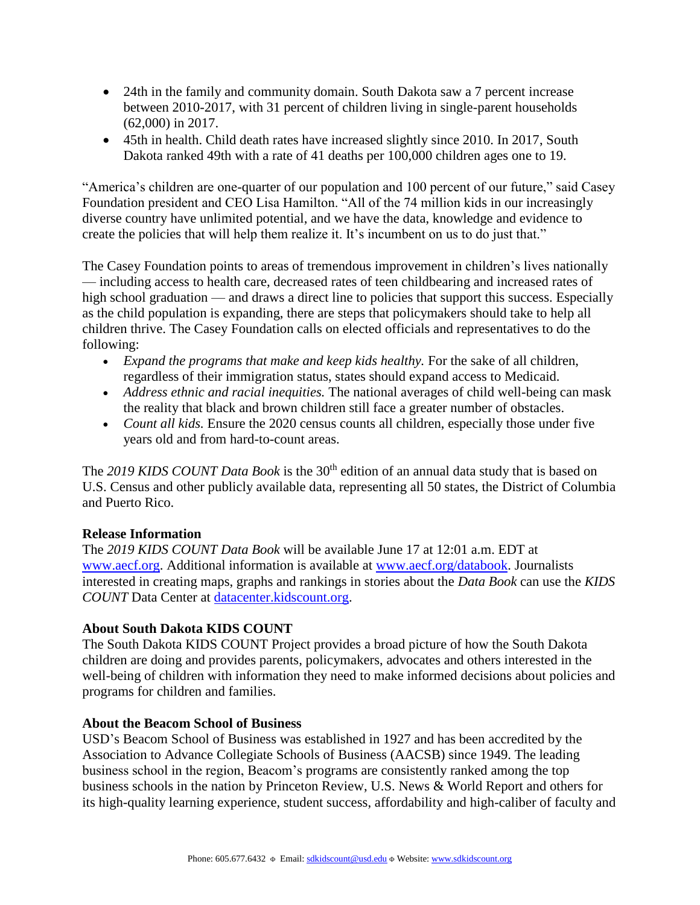- 24th in the family and community domain. South Dakota saw a 7 percent increase between 2010-2017, with 31 percent of children living in single-parent households (62,000) in 2017.
- 45th in health. Child death rates have increased slightly since 2010. In 2017, South Dakota ranked 49th with a rate of 41 deaths per 100,000 children ages one to 19.

"America's children are one-quarter of our population and 100 percent of our future," said Casey Foundation president and CEO Lisa Hamilton. "All of the 74 million kids in our increasingly diverse country have unlimited potential, and we have the data, knowledge and evidence to create the policies that will help them realize it. It's incumbent on us to do just that."

The Casey Foundation points to areas of tremendous improvement in children's lives nationally — including access to health care, decreased rates of teen childbearing and increased rates of high school graduation — and draws a direct line to policies that support this success. Especially as the child population is expanding, there are steps that policymakers should take to help all children thrive. The Casey Foundation calls on elected officials and representatives to do the following:

- *Expand the programs that make and keep kids healthy.* For the sake of all children, regardless of their immigration status, states should expand access to Medicaid.
- *Address ethnic and racial inequities.* The national averages of child well-being can mask the reality that black and brown children still face a greater number of obstacles.
- *Count all kids.* Ensure the 2020 census counts all children, especially those under five years old and from hard-to-count areas.

The *2019 KIDS COUNT Data Book* is the 30th edition of an annual data study that is based on U.S. Census and other publicly available data, representing all 50 states, the District of Columbia and Puerto Rico.

**Release Information**

The *2019 KIDS COUNT Data Book* will be available June 17 at 12:01 a.m. EDT at www.aecf.org. Additional information is available at www.aecf.org/databook. Journalists interested in creating maps, graphs and rankings in stories about the *Data Book* can use the *KIDS COUNT* Data Center at datacenter.kidscount.org.

**About South Dakota KIDS COUNT**

The South Dakota KIDS COUNT Project provides a broad picture of how the South Dakota children are doing and provides parents, policymakers, advocates and others interested in the well-being of children with information they need to make informed decisions about policies and programs for children and families.

**About the Beacom School of Business**

USD's Beacom School of Business was established in 1927 and has been accredited by the Association to Advance Collegiate Schools of Business (AACSB) since 1949. The leading business school in the region, Beacom's programs are consistently ranked among the top business schools in the nation by Princeton Review, U.S. News & World Report and others for its high-quality learning experience, student success, affordability and high-caliber of faculty and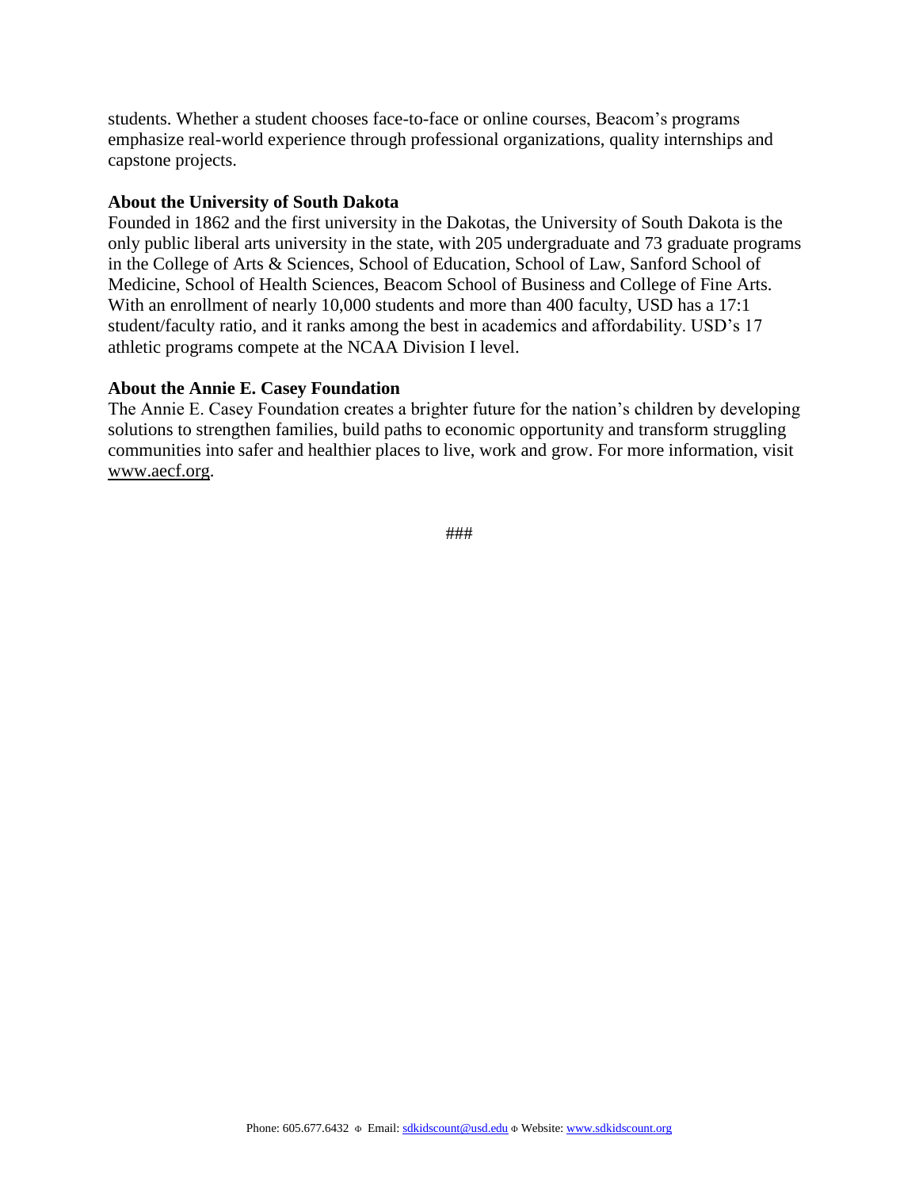students. Whether a student chooses face-to-face or online courses, Beacom's programs emphasize real-world experience through professional organizations, quality internships and capstone projects.

**About the University of South Dakota**

Founded in 1862 and the first university in the Dakotas, the University of South Dakota is the only public liberal arts university in the state, with 205 undergraduate and 73 graduate programs in the College of Arts & Sciences, School of Education, School of Law, Sanford School of Medicine, School of Health Sciences, Beacom School of Business and College of Fine Arts. With an enrollment of nearly 10,000 students and more than 400 faculty, USD has a 17:1 student/faculty ratio, and it ranks among the best in academics and affordability. USD's 17 athletic programs compete at the NCAA Division I level.

**About the Annie E. Casey Foundation**

The Annie E. Casey Foundation creates a brighter future for the nation's children by developing solutions to strengthen families, build paths to economic opportunity and transform struggling communities into safer and healthier places to live, work and grow. For more information, visit www.aecf.org.

###

Phone: 605.677.6432 Φ Email: sdkidscount@usd.edu Φ Website: www.sdkidscount.org